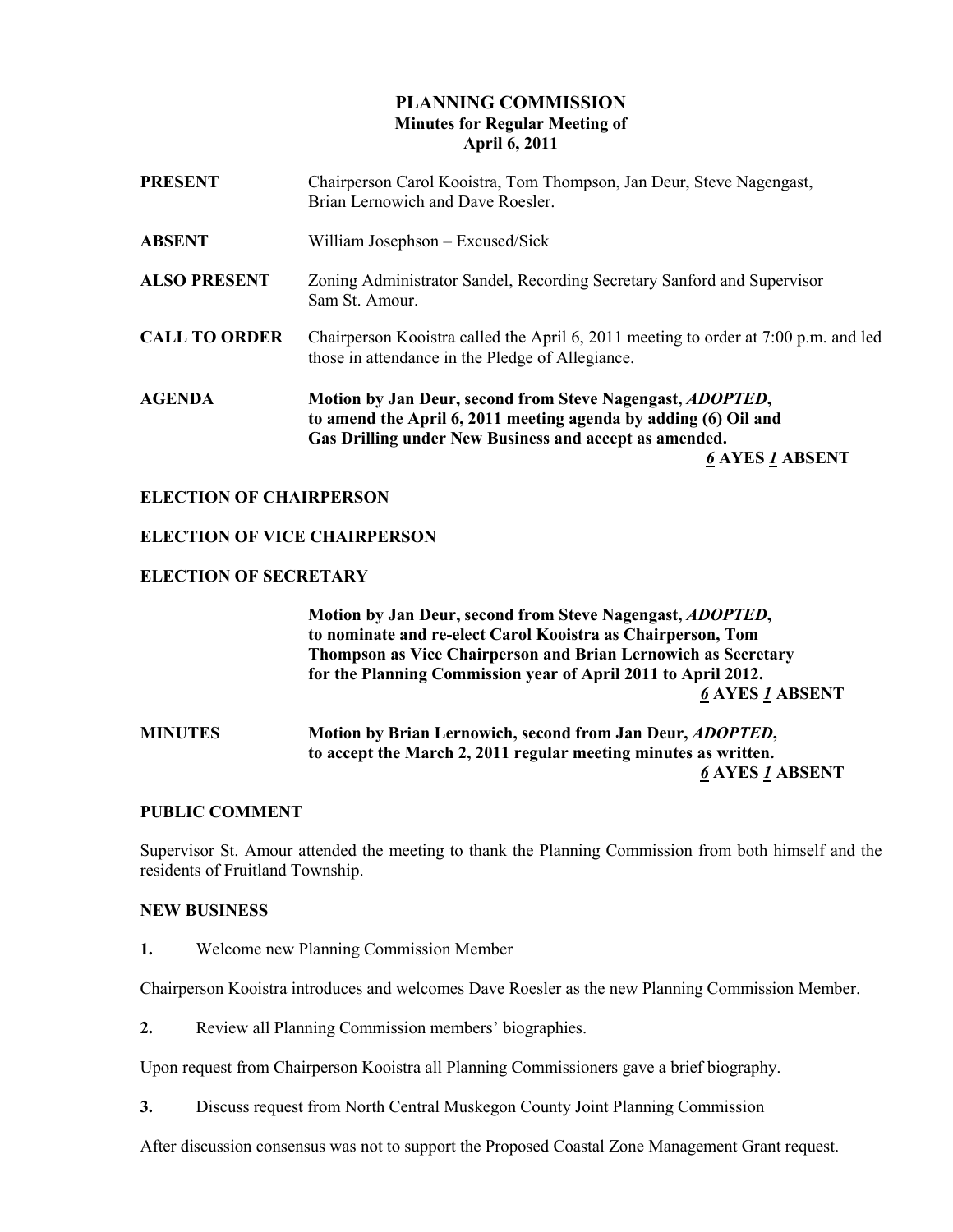# PLANNING COMMISSION
## Minutes for Regular Meeting of
## April 6, 2011

**PRESENT** Chairperson Carol Kooistra, Tom Thompson, Jan Deur, Steve Nagengast, Brian Lernowich and Dave Roesler.

**ABSENT** William Josephson – Excused/Sick

**ALSO PRESENT** Zoning Administrator Sandel, Recording Secretary Sanford and Supervisor Sam St. Amour.

**CALL TO ORDER** Chairperson Kooistra called the April 6, 2011 meeting to order at 7:00 p.m. and led those in attendance in the Pledge of Allegiance.

**AGENDA** **Motion by Jan Deur, second from Steve Nagengast, *ADOPTED*, to amend the April 6, 2011 meeting agenda by adding (6) Oil and Gas Drilling under New Business and accept as amended.**

***6* AYES *1* ABSENT**

**ELECTION OF CHAIRPERSON**

**ELECTION OF VICE CHAIRPERSON**

**ELECTION OF SECRETARY**

**Motion by Jan Deur, second from Steve Nagengast, *ADOPTED*, to nominate and re-elect Carol Kooistra as Chairperson, Tom Thompson as Vice Chairperson and Brian Lernowich as Secretary for the Planning Commission year of April 2011 to April 2012.**

***6* AYES *1* ABSENT**

**MINUTES** **Motion by Brian Lernowich, second from Jan Deur, *ADOPTED*, to accept the March 2, 2011 regular meeting minutes as written.**

***6* AYES *1* ABSENT**

**PUBLIC COMMENT**

Supervisor St. Amour attended the meeting to thank the Planning Commission from both himself and the residents of Fruitland Township.

**NEW BUSINESS**

**1.** Welcome new Planning Commission Member

Chairperson Kooistra introduces and welcomes Dave Roesler as the new Planning Commission Member.

**2.** Review all Planning Commission members' biographies.

Upon request from Chairperson Kooistra all Planning Commissioners gave a brief biography.

**3.** Discuss request from North Central Muskegon County Joint Planning Commission

After discussion consensus was not to support the Proposed Coastal Zone Management Grant request.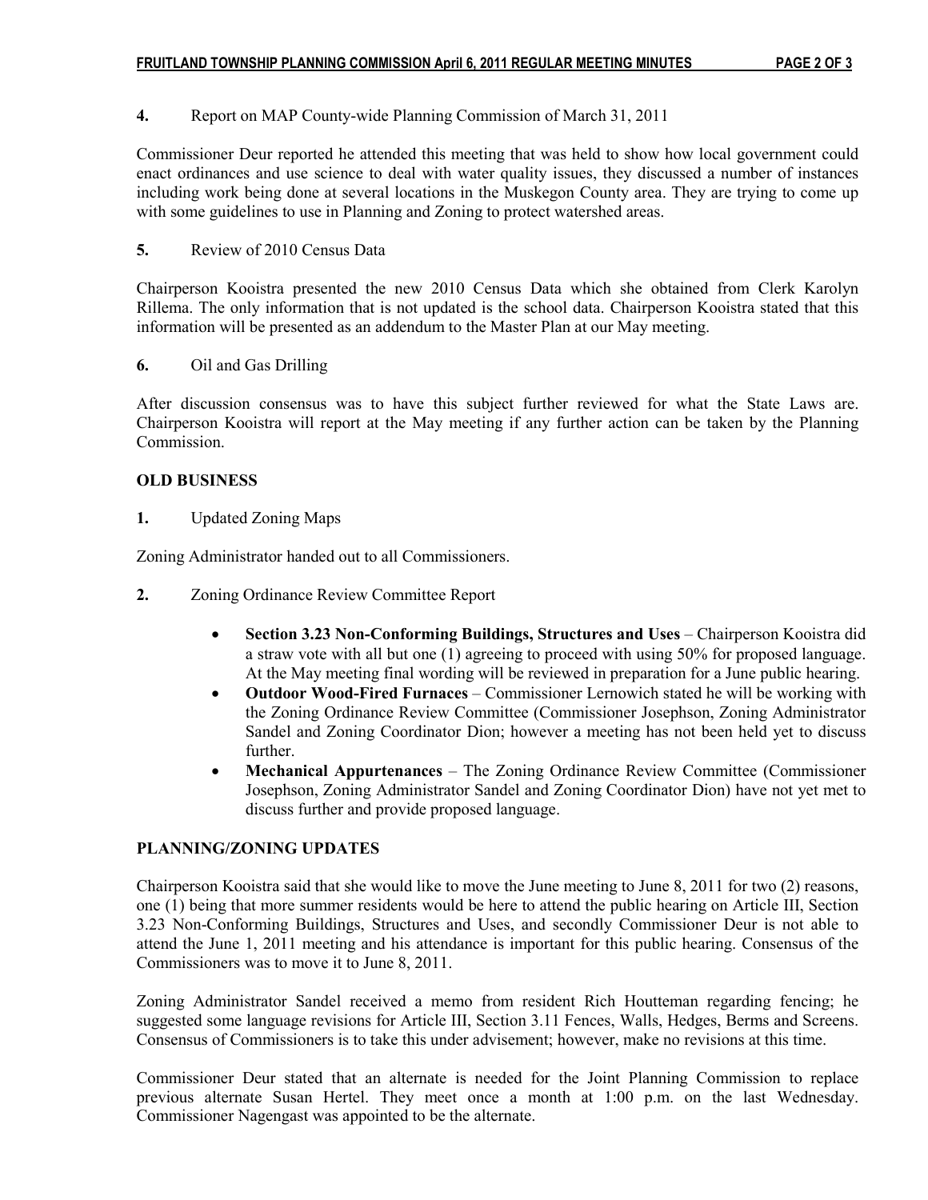**4.** Report on MAP County-wide Planning Commission of March 31, 2011

Commissioner Deur reported he attended this meeting that was held to show how local government could enact ordinances and use science to deal with water quality issues, they discussed a number of instances including work being done at several locations in the Muskegon County area. They are trying to come up with some guidelines to use in Planning and Zoning to protect watershed areas.

**5.** Review of 2010 Census Data

Chairperson Kooistra presented the new 2010 Census Data which she obtained from Clerk Karolyn Rillema. The only information that is not updated is the school data. Chairperson Kooistra stated that this information will be presented as an addendum to the Master Plan at our May meeting.

**6.** Oil and Gas Drilling

After discussion consensus was to have this subject further reviewed for what the State Laws are. Chairperson Kooistra will report at the May meeting if any further action can be taken by the Planning Commission.

## OLD BUSINESS

**1.** Updated Zoning Maps

Zoning Administrator handed out to all Commissioners.

**2.** Zoning Ordinance Review Committee Report

- **Section 3.23 Non-Conforming Buildings, Structures and Uses** – Chairperson Kooistra did a straw vote with all but one (1) agreeing to proceed with using 50% for proposed language. At the May meeting final wording will be reviewed in preparation for a June public hearing.
- **Outdoor Wood-Fired Furnaces** – Commissioner Lernowich stated he will be working with the Zoning Ordinance Review Committee (Commissioner Josephson, Zoning Administrator Sandel and Zoning Coordinator Dion; however a meeting has not been held yet to discuss further.
- **Mechanical Appurtenances** – The Zoning Ordinance Review Committee (Commissioner Josephson, Zoning Administrator Sandel and Zoning Coordinator Dion) have not yet met to discuss further and provide proposed language.

## PLANNING/ZONING UPDATES

Chairperson Kooistra said that she would like to move the June meeting to June 8, 2011 for two (2) reasons, one (1) being that more summer residents would be here to attend the public hearing on Article III, Section 3.23 Non-Conforming Buildings, Structures and Uses, and secondly Commissioner Deur is not able to attend the June 1, 2011 meeting and his attendance is important for this public hearing. Consensus of the Commissioners was to move it to June 8, 2011.

Zoning Administrator Sandel received a memo from resident Rich Houtteman regarding fencing; he suggested some language revisions for Article III, Section 3.11 Fences, Walls, Hedges, Berms and Screens. Consensus of Commissioners is to take this under advisement; however, make no revisions at this time.

Commissioner Deur stated that an alternate is needed for the Joint Planning Commission to replace previous alternate Susan Hertel. They meet once a month at 1:00 p.m. on the last Wednesday. Commissioner Nagengast was appointed to be the alternate.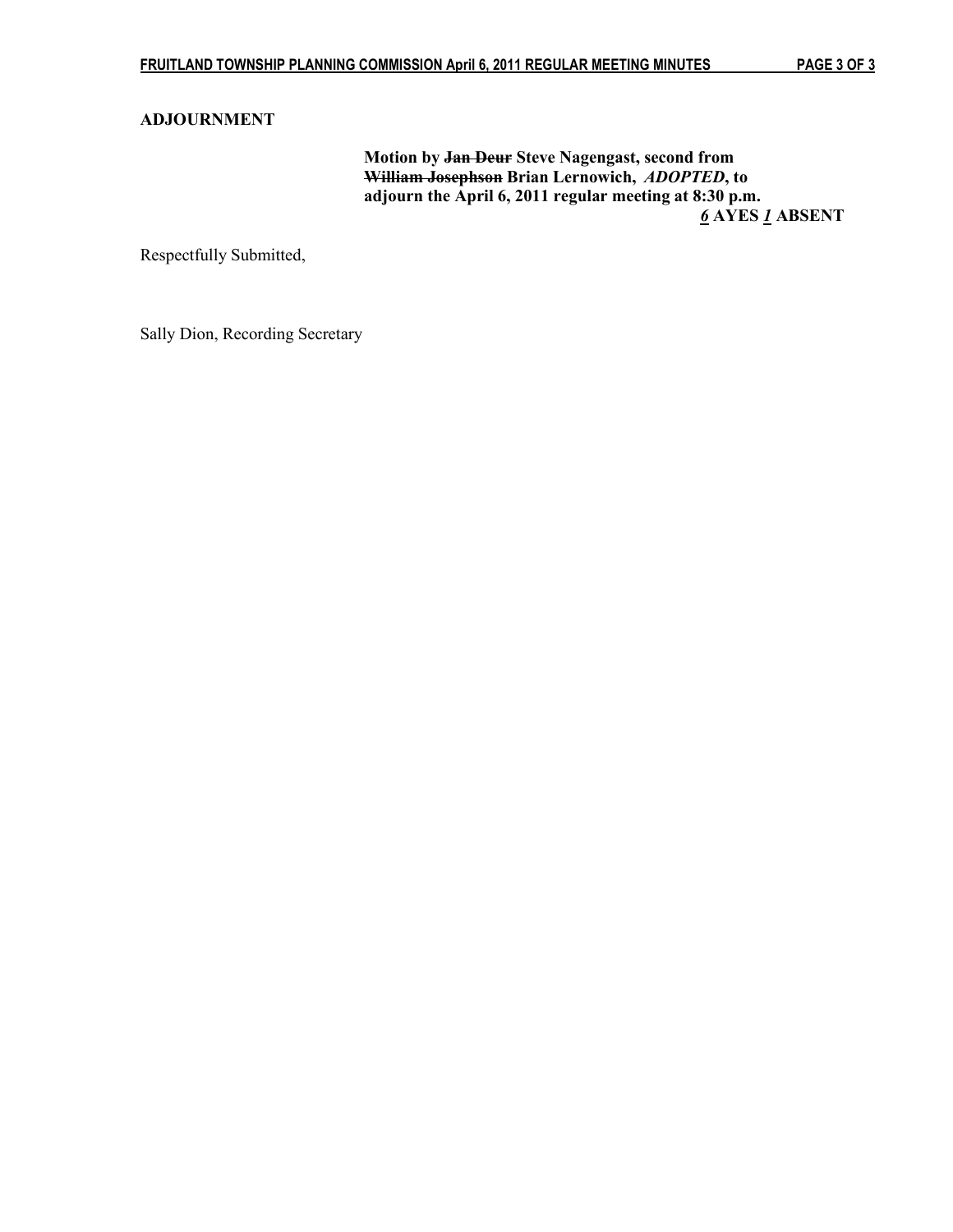**ADJOURNMENT**

**Motion by ~~Jan Deur~~ Steve Nagengast, second from ~~William Josephson~~ Brian Lernowich, *ADOPTED*, to adjourn the April 6, 2011 regular meeting at 8:30 p.m.**

***6* AYES *1* ABSENT**

Respectfully Submitted,

Sally Dion, Recording Secretary